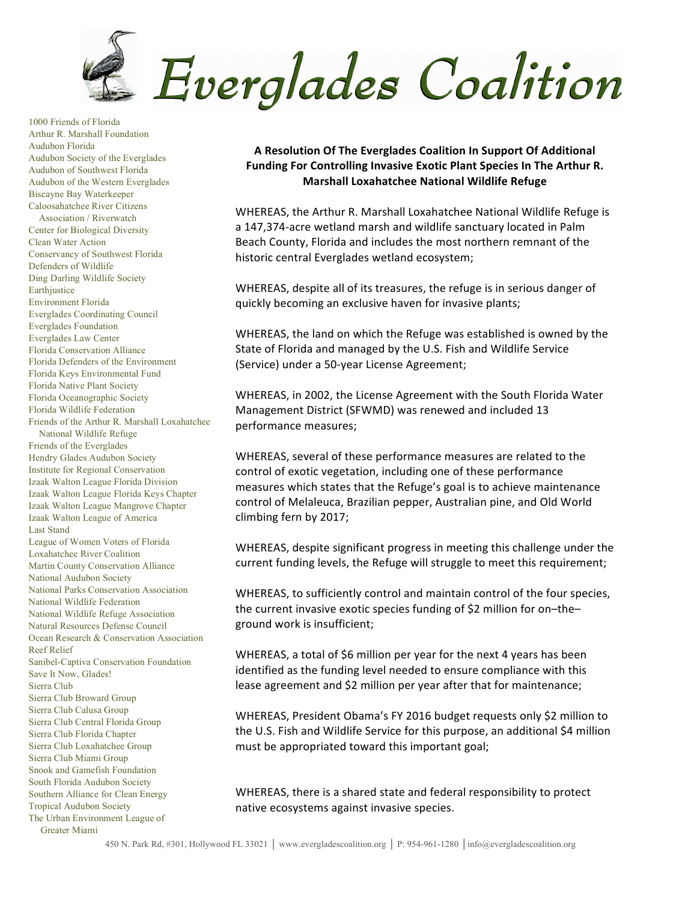# Everglades Coalition

1000 Friends of Florida
Arthur R. Marshall Foundation
Audubon Florida
Audubon Society of the Everglades
Audubon of Southwest Florida
Audubon of the Western Everglades
Biscayne Bay Waterkeeper
Caloosahatchee River Citizens Association / Riverwatch
Center for Biological Diversity
Clean Water Action
Conservancy of Southwest Florida
Defenders of Wildlife
Ding Darling Wildlife Society
Earthjustice
Environment Florida
Everglades Coordinating Council
Everglades Foundation
Everglades Law Center
Florida Conservation Alliance
Florida Defenders of the Environment
Florida Keys Environmental Fund
Florida Native Plant Society
Florida Oceanographic Society
Florida Wildlife Federation
Friends of the Arthur R. Marshall Loxahatchee National Wildlife Refuge
Friends of the Everglades
Hendry Glades Audubon Society
Institute for Regional Conservation
Izaak Walton League Florida Division
Izaak Walton League Florida Keys Chapter
Izaak Walton League Mangrove Chapter
Izaak Walton League of America
Last Stand
League of Women Voters of Florida
Loxahatchee River Coalition
Martin County Conservation Alliance
National Audubon Society
National Parks Conservation Association
National Wildlife Federation
National Wildlife Refuge Association
Natural Resources Defense Council
Ocean Research & Conservation Association
Reef Relief
Sanibel-Captiva Conservation Foundation
Save It Now, Glades!
Sierra Club
Sierra Club Broward Group
Sierra Club Calusa Group
Sierra Club Central Florida Group
Sierra Club Florida Chapter
Sierra Club Loxahatchee Group
Sierra Club Miami Group
Snook and Gamefish Foundation
South Florida Audubon Society
Southern Alliance for Clean Energy
Tropical Audubon Society
The Urban Environment League of Greater Miami

**A Resolution Of The Everglades Coalition In Support Of Additional Funding For Controlling Invasive Exotic Plant Species In The Arthur R. Marshall Loxahatchee National Wildlife Refuge**

WHEREAS, the Arthur R. Marshall Loxahatchee National Wildlife Refuge is a 147,374-acre wetland marsh and wildlife sanctuary located in Palm Beach County, Florida and includes the most northern remnant of the historic central Everglades wetland ecosystem;

WHEREAS, despite all of its treasures, the refuge is in serious danger of quickly becoming an exclusive haven for invasive plants;

WHEREAS, the land on which the Refuge was established is owned by the State of Florida and managed by the U.S. Fish and Wildlife Service (Service) under a 50-year License Agreement;

WHEREAS, in 2002, the License Agreement with the South Florida Water Management District (SFWMD) was renewed and included 13 performance measures;

WHEREAS, several of these performance measures are related to the control of exotic vegetation, including one of these performance measures which states that the Refuge's goal is to achieve maintenance control of Melaleuca, Brazilian pepper, Australian pine, and Old World climbing fern by 2017;

WHEREAS, despite significant progress in meeting this challenge under the current funding levels, the Refuge will struggle to meet this requirement;

WHEREAS, to sufficiently control and maintain control of the four species, the current invasive exotic species funding of $2 million for on–the–ground work is insufficient;

WHEREAS, a total of $6 million per year for the next 4 years has been identified as the funding level needed to ensure compliance with this lease agreement and $2 million per year after that for maintenance;

WHEREAS, President Obama's FY 2016 budget requests only $2 million to the U.S. Fish and Wildlife Service for this purpose, an additional $4 million must be appropriated toward this important goal;

WHEREAS, there is a shared state and federal responsibility to protect native ecosystems against invasive species.

450 N. Park Rd, #301, Hollywood FL 33021 | www.evergladescoalition.org | P: 954-961-1280 | info@evergladescoalition.org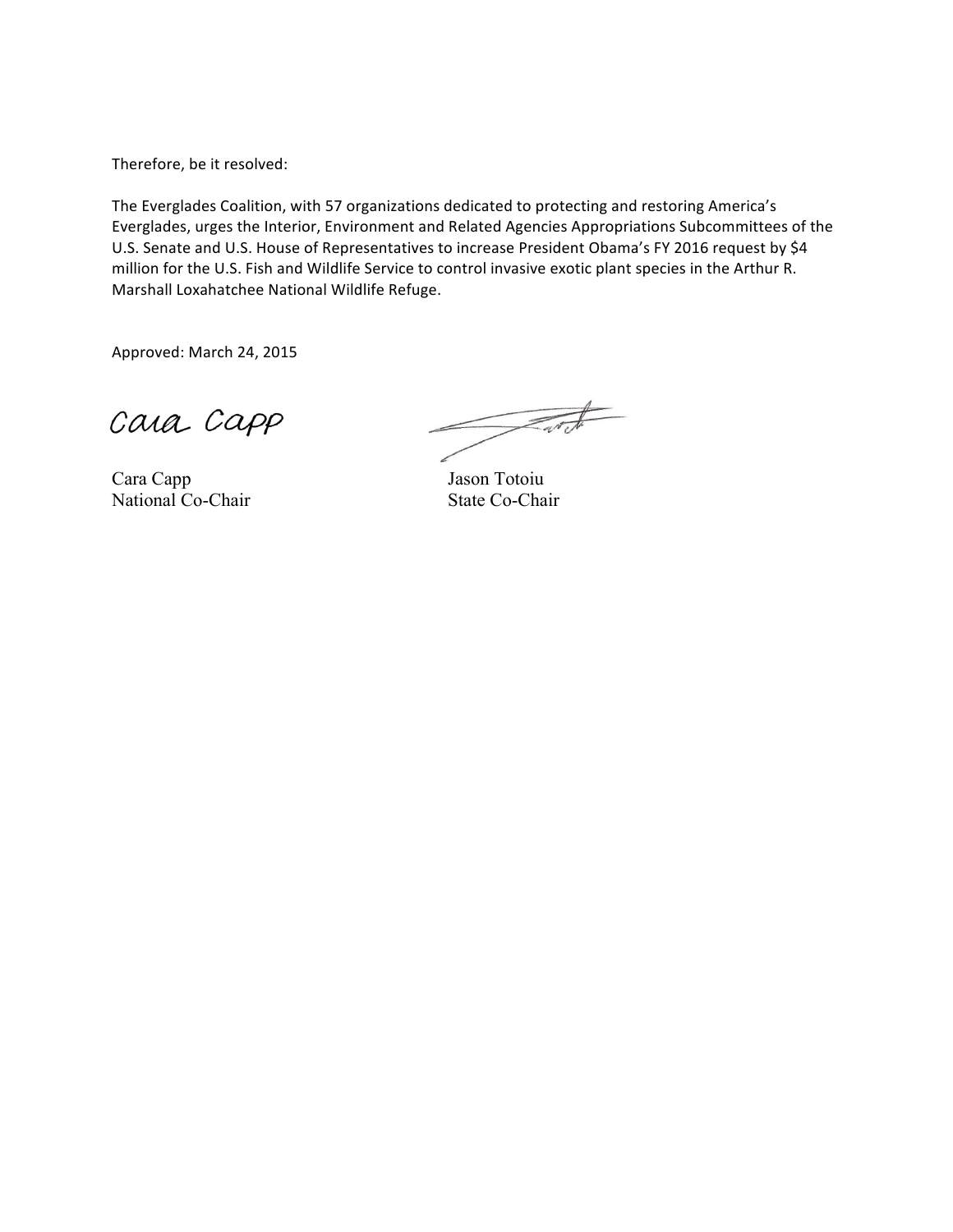Therefore, be it resolved:

The Everglades Coalition, with 57 organizations dedicated to protecting and restoring America's Everglades, urges the Interior, Environment and Related Agencies Appropriations Subcommittees of the U.S. Senate and U.S. House of Representatives to increase President Obama's FY 2016 request by $4 million for the U.S. Fish and Wildlife Service to control invasive exotic plant species in the Arthur R. Marshall Loxahatchee National Wildlife Refuge.

Approved: March 24, 2015

Cara Capp
National Co-Chair

Jason Totoiu
State Co-Chair